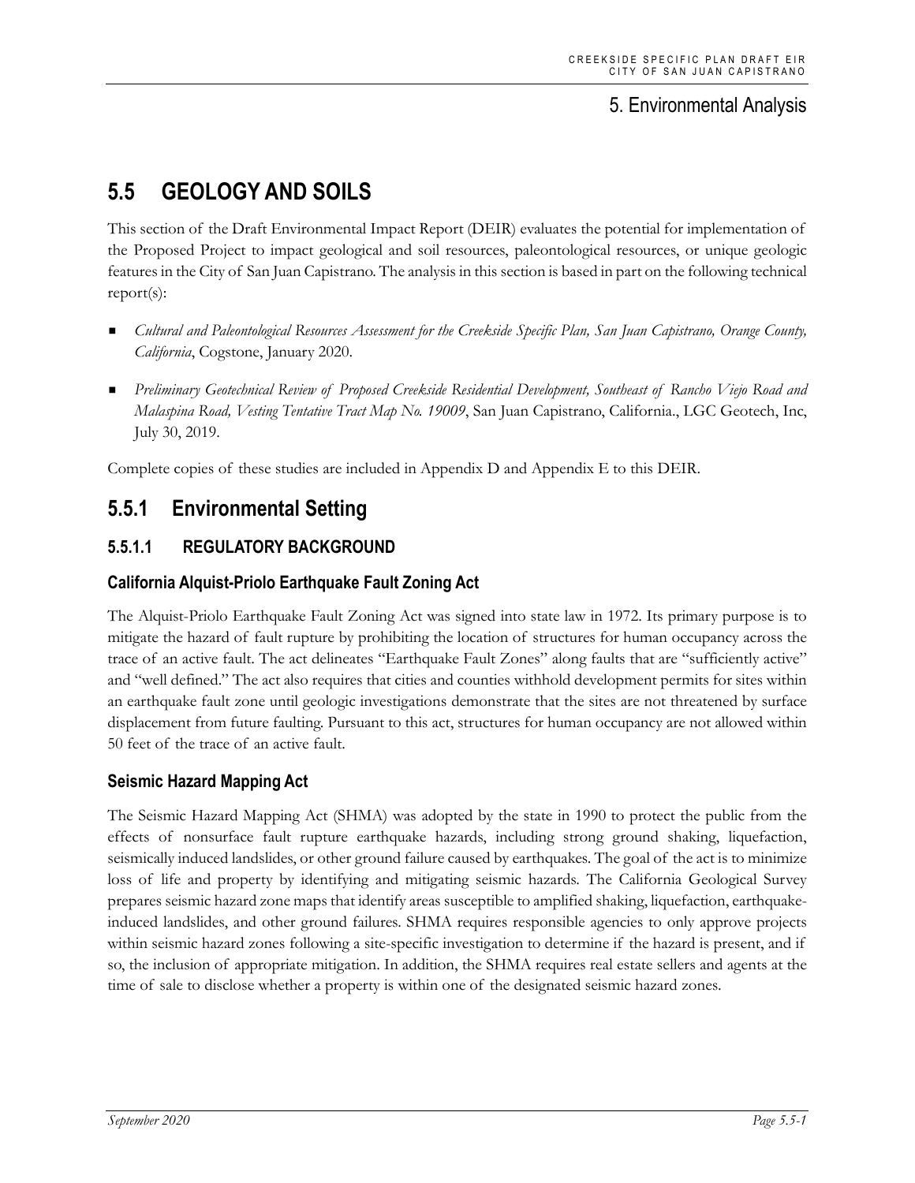# 5. Environmental Analysis

# 5.5 GEOLOGY AND SOILS

This section of the Draft Environmental Impact Report (DEIR) evaluates the potential for implementation of the Proposed Project to impact geological and soil resources, paleontological resources, or unique geologic features in the City of San Juan Capistrano. The analysis in this section is based in part on the following technical report(s):

- *Cultural and Paleontological Resources Assessment for the Creekside Specific Plan, San Juan Capistrano, Orange County, California*, Cogstone, January 2020.
- *Preliminary Geotechnical Review of Proposed Creekside Residential Development, Southeast of Rancho Viejo Road and Malaspina Road, Vesting Tentative Tract Map No. 19009*, San Juan Capistrano, California., LGC Geotech, Inc, July 30, 2019.

Complete copies of these studies are included in Appendix D and Appendix E to this DEIR.

## 5.5.1 Environmental Setting

### 5.5.1.1 REGULATORY BACKGROUND

#### California Alquist-Priolo Earthquake Fault Zoning Act

The Alquist-Priolo Earthquake Fault Zoning Act was signed into state law in 1972. Its primary purpose is to mitigate the hazard of fault rupture by prohibiting the location of structures for human occupancy across the trace of an active fault. The act delineates "Earthquake Fault Zones" along faults that are "sufficiently active" and "well defined." The act also requires that cities and counties withhold development permits for sites within an earthquake fault zone until geologic investigations demonstrate that the sites are not threatened by surface displacement from future faulting. Pursuant to this act, structures for human occupancy are not allowed within 50 feet of the trace of an active fault.

#### Seismic Hazard Mapping Act

The Seismic Hazard Mapping Act (SHMA) was adopted by the state in 1990 to protect the public from the effects of nonsurface fault rupture earthquake hazards, including strong ground shaking, liquefaction, seismically induced landslides, or other ground failure caused by earthquakes. The goal of the act is to minimize loss of life and property by identifying and mitigating seismic hazards. The California Geological Survey prepares seismic hazard zone maps that identify areas susceptible to amplified shaking, liquefaction, earthquake-induced landslides, and other ground failures. SHMA requires responsible agencies to only approve projects within seismic hazard zones following a site-specific investigation to determine if the hazard is present, and if so, the inclusion of appropriate mitigation. In addition, the SHMA requires real estate sellers and agents at the time of sale to disclose whether a property is within one of the designated seismic hazard zones.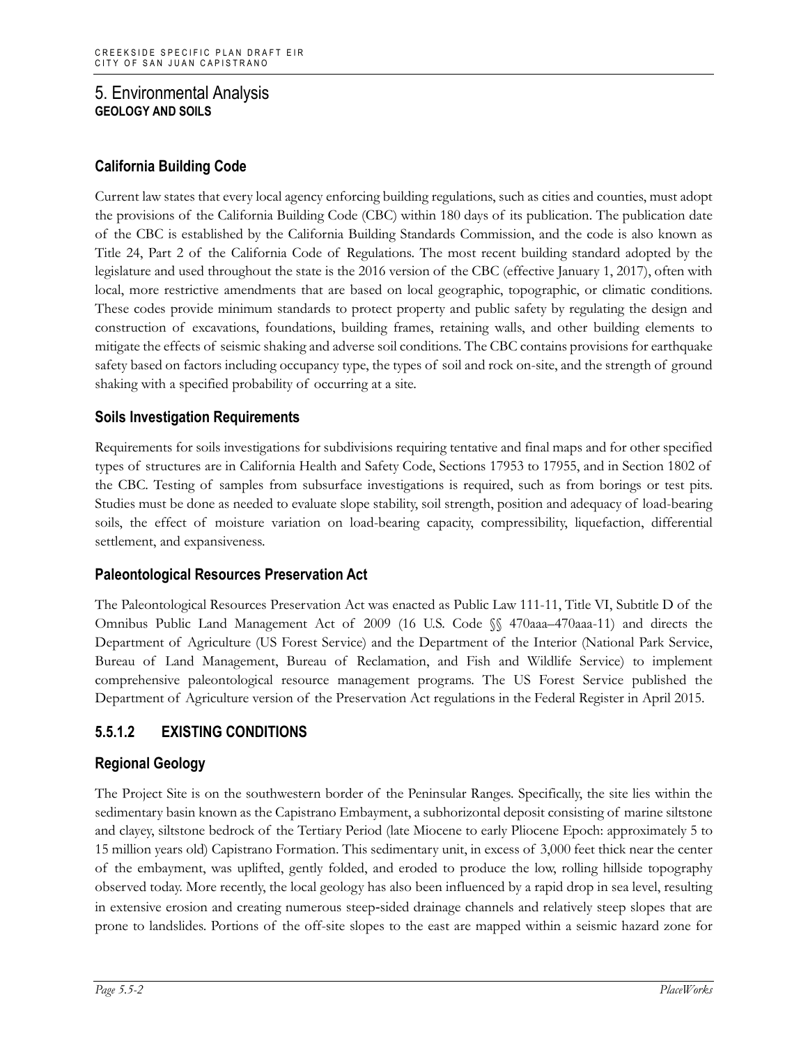## California Building Code

Current law states that every local agency enforcing building regulations, such as cities and counties, must adopt the provisions of the California Building Code (CBC) within 180 days of its publication. The publication date of the CBC is established by the California Building Standards Commission, and the code is also known as Title 24, Part 2 of the California Code of Regulations. The most recent building standard adopted by the legislature and used throughout the state is the 2016 version of the CBC (effective January 1, 2017), often with local, more restrictive amendments that are based on local geographic, topographic, or climatic conditions. These codes provide minimum standards to protect property and public safety by regulating the design and construction of excavations, foundations, building frames, retaining walls, and other building elements to mitigate the effects of seismic shaking and adverse soil conditions. The CBC contains provisions for earthquake safety based on factors including occupancy type, the types of soil and rock on-site, and the strength of ground shaking with a specified probability of occurring at a site.

## Soils Investigation Requirements

Requirements for soils investigations for subdivisions requiring tentative and final maps and for other specified types of structures are in California Health and Safety Code, Sections 17953 to 17955, and in Section 1802 of the CBC. Testing of samples from subsurface investigations is required, such as from borings or test pits. Studies must be done as needed to evaluate slope stability, soil strength, position and adequacy of load-bearing soils, the effect of moisture variation on load-bearing capacity, compressibility, liquefaction, differential settlement, and expansiveness.

## Paleontological Resources Preservation Act

The Paleontological Resources Preservation Act was enacted as Public Law 111-11, Title VI, Subtitle D of the Omnibus Public Land Management Act of 2009 (16 U.S. Code §§ 470aaa–470aaa-11) and directs the Department of Agriculture (US Forest Service) and the Department of the Interior (National Park Service, Bureau of Land Management, Bureau of Reclamation, and Fish and Wildlife Service) to implement comprehensive paleontological resource management programs. The US Forest Service published the Department of Agriculture version of the Preservation Act regulations in the Federal Register in April 2015.

## 5.5.1.2 EXISTING CONDITIONS

## Regional Geology

The Project Site is on the southwestern border of the Peninsular Ranges. Specifically, the site lies within the sedimentary basin known as the Capistrano Embayment, a subhorizontal deposit consisting of marine siltstone and clayey, siltstone bedrock of the Tertiary Period (late Miocene to early Pliocene Epoch: approximately 5 to 15 million years old) Capistrano Formation. This sedimentary unit, in excess of 3,000 feet thick near the center of the embayment, was uplifted, gently folded, and eroded to produce the low, rolling hillside topography observed today. More recently, the local geology has also been influenced by a rapid drop in sea level, resulting in extensive erosion and creating numerous steep-sided drainage channels and relatively steep slopes that are prone to landslides. Portions of the off-site slopes to the east are mapped within a seismic hazard zone for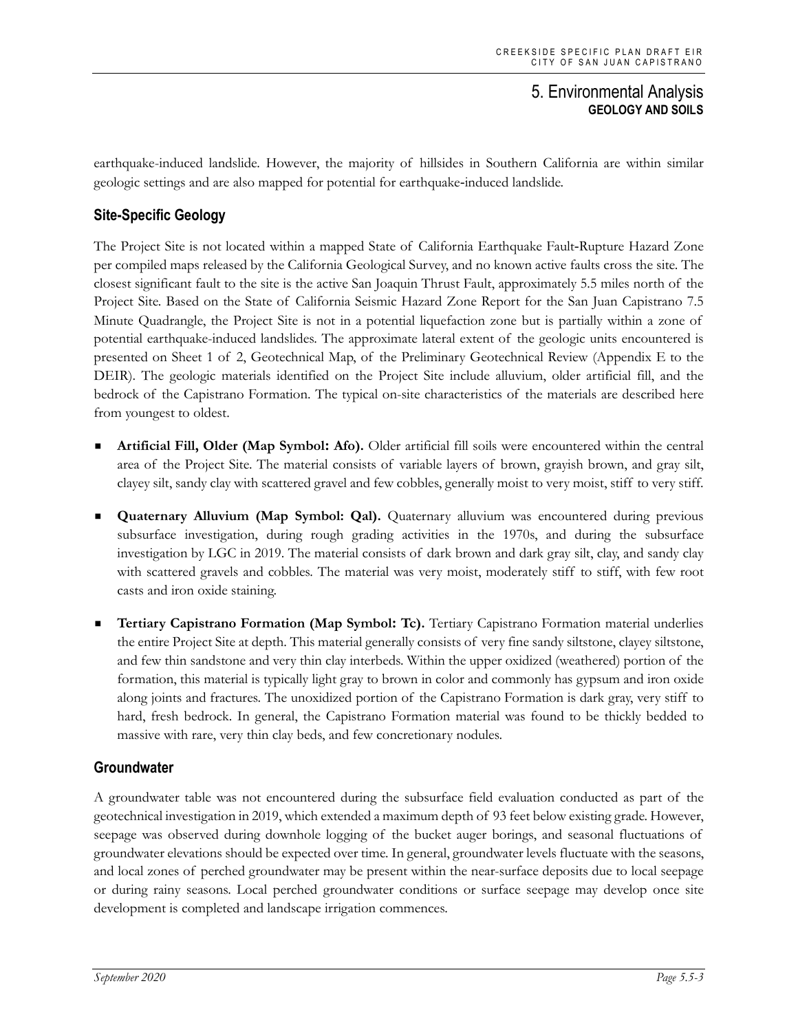earthquake-induced landslide. However, the majority of hillsides in Southern California are within similar geologic settings and are also mapped for potential for earthquake-induced landslide.

### Site-Specific Geology

The Project Site is not located within a mapped State of California Earthquake Fault-Rupture Hazard Zone per compiled maps released by the California Geological Survey, and no known active faults cross the site. The closest significant fault to the site is the active San Joaquin Thrust Fault, approximately 5.5 miles north of the Project Site. Based on the State of California Seismic Hazard Zone Report for the San Juan Capistrano 7.5 Minute Quadrangle, the Project Site is not in a potential liquefaction zone but is partially within a zone of potential earthquake-induced landslides. The approximate lateral extent of the geologic units encountered is presented on Sheet 1 of 2, Geotechnical Map, of the Preliminary Geotechnical Review (Appendix E to the DEIR). The geologic materials identified on the Project Site include alluvium, older artificial fill, and the bedrock of the Capistrano Formation. The typical on-site characteristics of the materials are described here from youngest to oldest.

- **Artificial Fill, Older (Map Symbol: Afo).** Older artificial fill soils were encountered within the central area of the Project Site. The material consists of variable layers of brown, grayish brown, and gray silt, clayey silt, sandy clay with scattered gravel and few cobbles, generally moist to very moist, stiff to very stiff.
- **Quaternary Alluvium (Map Symbol: Qal).** Quaternary alluvium was encountered during previous subsurface investigation, during rough grading activities in the 1970s, and during the subsurface investigation by LGC in 2019. The material consists of dark brown and dark gray silt, clay, and sandy clay with scattered gravels and cobbles. The material was very moist, moderately stiff to stiff, with few root casts and iron oxide staining.
- **Tertiary Capistrano Formation (Map Symbol: Tc).** Tertiary Capistrano Formation material underlies the entire Project Site at depth. This material generally consists of very fine sandy siltstone, clayey siltstone, and few thin sandstone and very thin clay interbeds. Within the upper oxidized (weathered) portion of the formation, this material is typically light gray to brown in color and commonly has gypsum and iron oxide along joints and fractures. The unoxidized portion of the Capistrano Formation is dark gray, very stiff to hard, fresh bedrock. In general, the Capistrano Formation material was found to be thickly bedded to massive with rare, very thin clay beds, and few concretionary nodules.

### Groundwater

A groundwater table was not encountered during the subsurface field evaluation conducted as part of the geotechnical investigation in 2019, which extended a maximum depth of 93 feet below existing grade. However, seepage was observed during downhole logging of the bucket auger borings, and seasonal fluctuations of groundwater elevations should be expected over time. In general, groundwater levels fluctuate with the seasons, and local zones of perched groundwater may be present within the near-surface deposits due to local seepage or during rainy seasons. Local perched groundwater conditions or surface seepage may develop once site development is completed and landscape irrigation commences.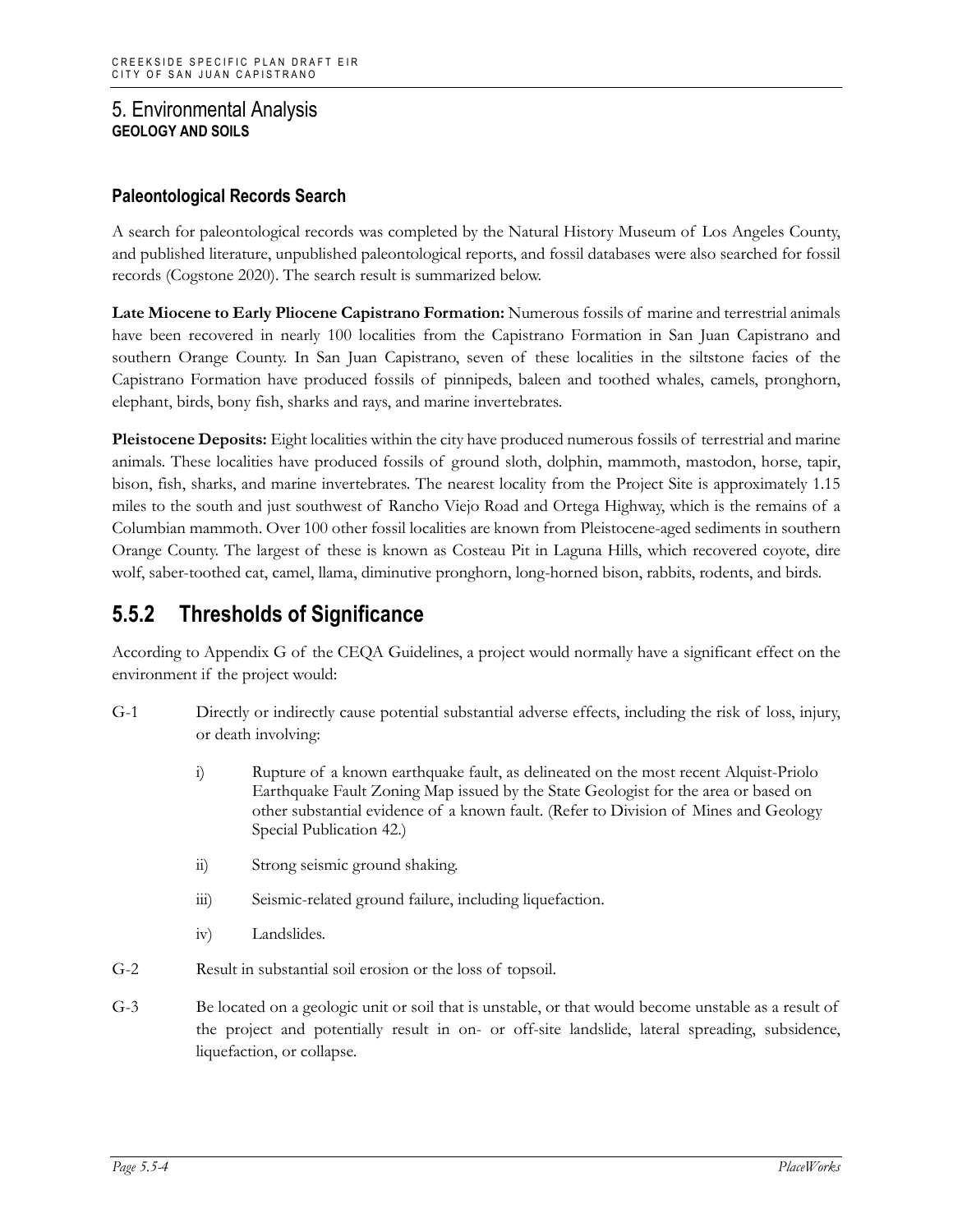# 5. Environmental Analysis

**GEOLOGY AND SOILS**

### Paleontological Records Search

A search for paleontological records was completed by the Natural History Museum of Los Angeles County, and published literature, unpublished paleontological reports, and fossil databases were also searched for fossil records (Cogstone 2020). The search result is summarized below.

**Late Miocene to Early Pliocene Capistrano Formation:** Numerous fossils of marine and terrestrial animals have been recovered in nearly 100 localities from the Capistrano Formation in San Juan Capistrano and southern Orange County. In San Juan Capistrano, seven of these localities in the siltstone facies of the Capistrano Formation have produced fossils of pinnipeds, baleen and toothed whales, camels, pronghorn, elephant, birds, bony fish, sharks and rays, and marine invertebrates.

**Pleistocene Deposits:** Eight localities within the city have produced numerous fossils of terrestrial and marine animals. These localities have produced fossils of ground sloth, dolphin, mammoth, mastodon, horse, tapir, bison, fish, sharks, and marine invertebrates. The nearest locality from the Project Site is approximately 1.15 miles to the south and just southwest of Rancho Viejo Road and Ortega Highway, which is the remains of a Columbian mammoth. Over 100 other fossil localities are known from Pleistocene-aged sediments in southern Orange County. The largest of these is known as Costeau Pit in Laguna Hills, which recovered coyote, dire wolf, saber-toothed cat, camel, llama, diminutive pronghorn, long-horned bison, rabbits, rodents, and birds.

## 5.5.2 Thresholds of Significance

According to Appendix G of the CEQA Guidelines, a project would normally have a significant effect on the environment if the project would:

G-1 Directly or indirectly cause potential substantial adverse effects, including the risk of loss, injury, or death involving:

- i) Rupture of a known earthquake fault, as delineated on the most recent Alquist-Priolo Earthquake Fault Zoning Map issued by the State Geologist for the area or based on other substantial evidence of a known fault. (Refer to Division of Mines and Geology Special Publication 42.)
- ii) Strong seismic ground shaking.
- iii) Seismic-related ground failure, including liquefaction.
- iv) Landslides.

G-2 Result in substantial soil erosion or the loss of topsoil.

G-3 Be located on a geologic unit or soil that is unstable, or that would become unstable as a result of the project and potentially result in on- or off-site landslide, lateral spreading, subsidence, liquefaction, or collapse.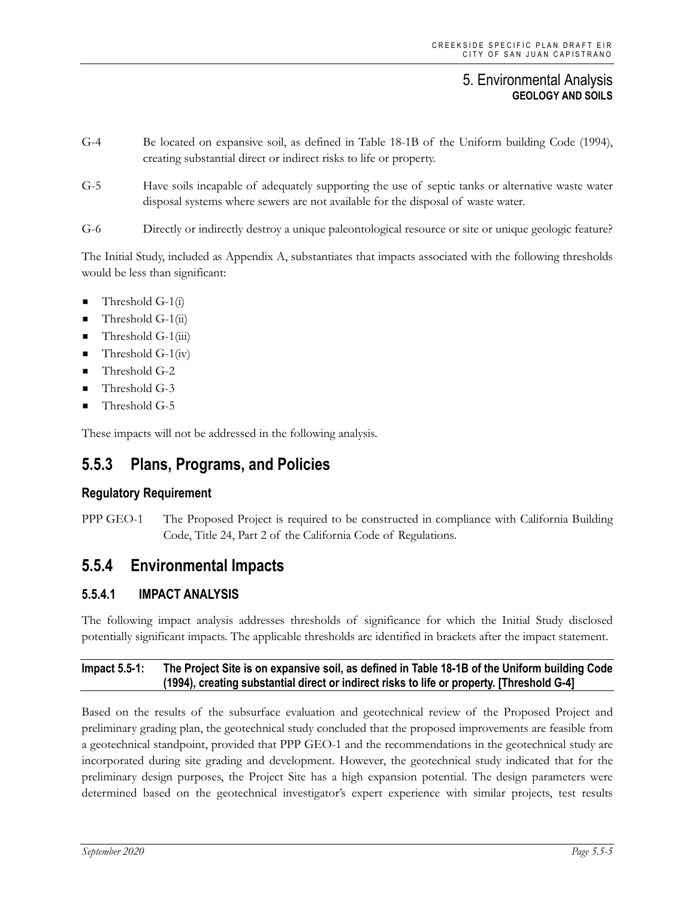G-4 Be located on expansive soil, as defined in Table 18-1B of the Uniform building Code (1994), creating substantial direct or indirect risks to life or property.

G-5 Have soils incapable of adequately supporting the use of septic tanks or alternative waste water disposal systems where sewers are not available for the disposal of waste water.

G-6 Directly or indirectly destroy a unique paleontological resource or site or unique geologic feature?

The Initial Study, included as Appendix A, substantiates that impacts associated with the following thresholds would be less than significant:

- Threshold G-1(i)
- Threshold G-1(ii)
- Threshold G-1(iii)
- Threshold G-1(iv)
- Threshold G-2
- Threshold G-3
- Threshold G-5

These impacts will not be addressed in the following analysis.

## 5.5.3 Plans, Programs, and Policies

### Regulatory Requirement

PPP GEO-1 The Proposed Project is required to be constructed in compliance with California Building Code, Title 24, Part 2 of the California Code of Regulations.

## 5.5.4 Environmental Impacts

### 5.5.4.1 IMPACT ANALYSIS

The following impact analysis addresses thresholds of significance for which the Initial Study disclosed potentially significant impacts. The applicable thresholds are identified in brackets after the impact statement.

**Impact 5.5-1: The Project Site is on expansive soil, as defined in Table 18-1B of the Uniform building Code (1994), creating substantial direct or indirect risks to life or property. [Threshold G-4]**

Based on the results of the subsurface evaluation and geotechnical review of the Proposed Project and preliminary grading plan, the geotechnical study concluded that the proposed improvements are feasible from a geotechnical standpoint, provided that PPP GEO-1 and the recommendations in the geotechnical study are incorporated during site grading and development. However, the geotechnical study indicated that for the preliminary design purposes, the Project Site has a high expansion potential. The design parameters were determined based on the geotechnical investigator's expert experience with similar projects, test results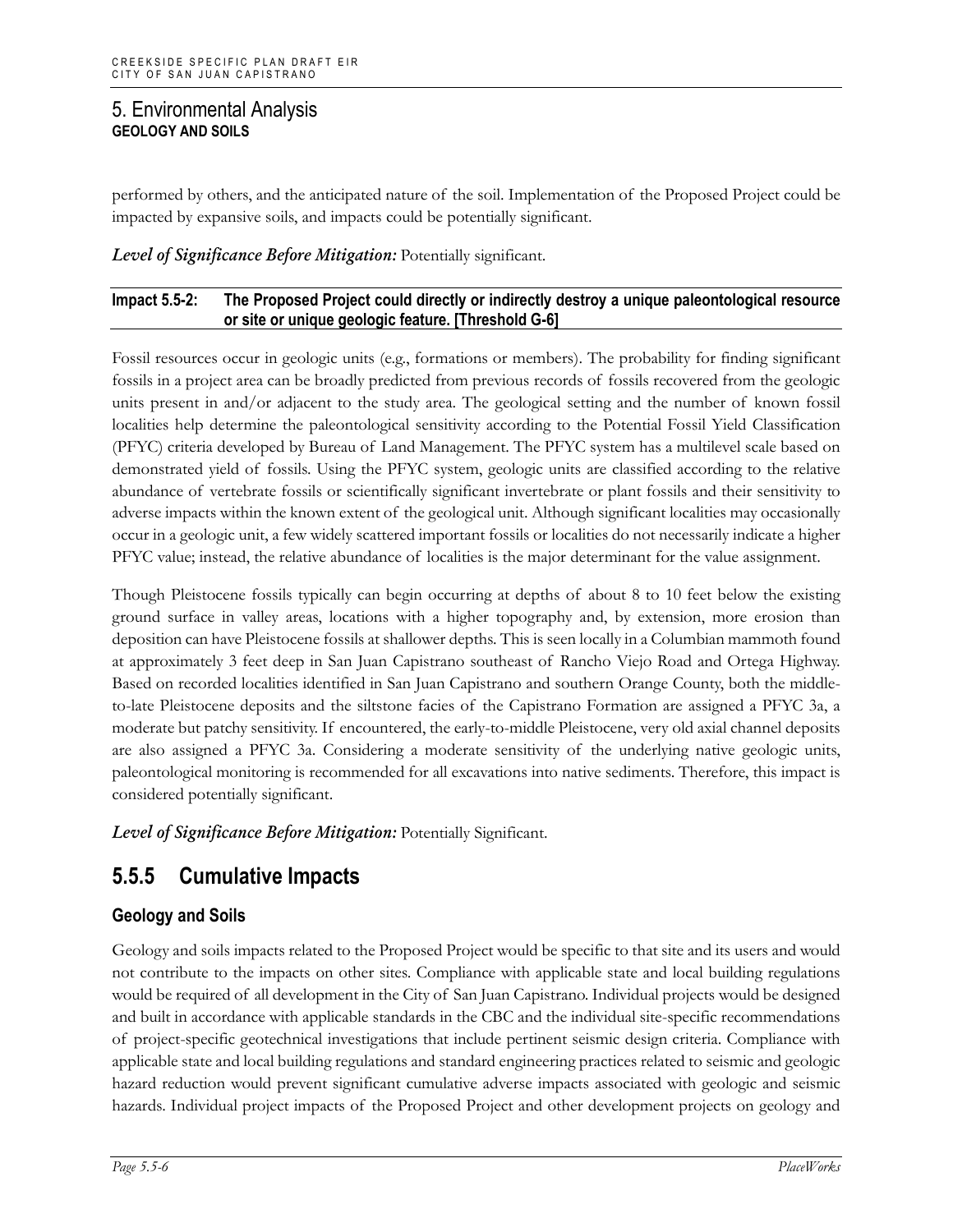performed by others, and the anticipated nature of the soil. Implementation of the Proposed Project could be impacted by expansive soils, and impacts could be potentially significant.

***Level of Significance Before Mitigation:*** Potentially significant.

**Impact 5.5-2: The Proposed Project could directly or indirectly destroy a unique paleontological resource or site or unique geologic feature. [Threshold G-6]**

Fossil resources occur in geologic units (e.g., formations or members). The probability for finding significant fossils in a project area can be broadly predicted from previous records of fossils recovered from the geologic units present in and/or adjacent to the study area. The geological setting and the number of known fossil localities help determine the paleontological sensitivity according to the Potential Fossil Yield Classification (PFYC) criteria developed by Bureau of Land Management. The PFYC system has a multilevel scale based on demonstrated yield of fossils. Using the PFYC system, geologic units are classified according to the relative abundance of vertebrate fossils or scientifically significant invertebrate or plant fossils and their sensitivity to adverse impacts within the known extent of the geological unit. Although significant localities may occasionally occur in a geologic unit, a few widely scattered important fossils or localities do not necessarily indicate a higher PFYC value; instead, the relative abundance of localities is the major determinant for the value assignment.

Though Pleistocene fossils typically can begin occurring at depths of about 8 to 10 feet below the existing ground surface in valley areas, locations with a higher topography and, by extension, more erosion than deposition can have Pleistocene fossils at shallower depths. This is seen locally in a Columbian mammoth found at approximately 3 feet deep in San Juan Capistrano southeast of Rancho Viejo Road and Ortega Highway. Based on recorded localities identified in San Juan Capistrano and southern Orange County, both the middle-to-late Pleistocene deposits and the siltstone facies of the Capistrano Formation are assigned a PFYC 3a, a moderate but patchy sensitivity. If encountered, the early-to-middle Pleistocene, very old axial channel deposits are also assigned a PFYC 3a. Considering a moderate sensitivity of the underlying native geologic units, paleontological monitoring is recommended for all excavations into native sediments. Therefore, this impact is considered potentially significant.

***Level of Significance Before Mitigation:*** Potentially Significant.

## 5.5.5 Cumulative Impacts

### Geology and Soils

Geology and soils impacts related to the Proposed Project would be specific to that site and its users and would not contribute to the impacts on other sites. Compliance with applicable state and local building regulations would be required of all development in the City of San Juan Capistrano. Individual projects would be designed and built in accordance with applicable standards in the CBC and the individual site-specific recommendations of project-specific geotechnical investigations that include pertinent seismic design criteria. Compliance with applicable state and local building regulations and standard engineering practices related to seismic and geologic hazard reduction would prevent significant cumulative adverse impacts associated with geologic and seismic hazards. Individual project impacts of the Proposed Project and other development projects on geology and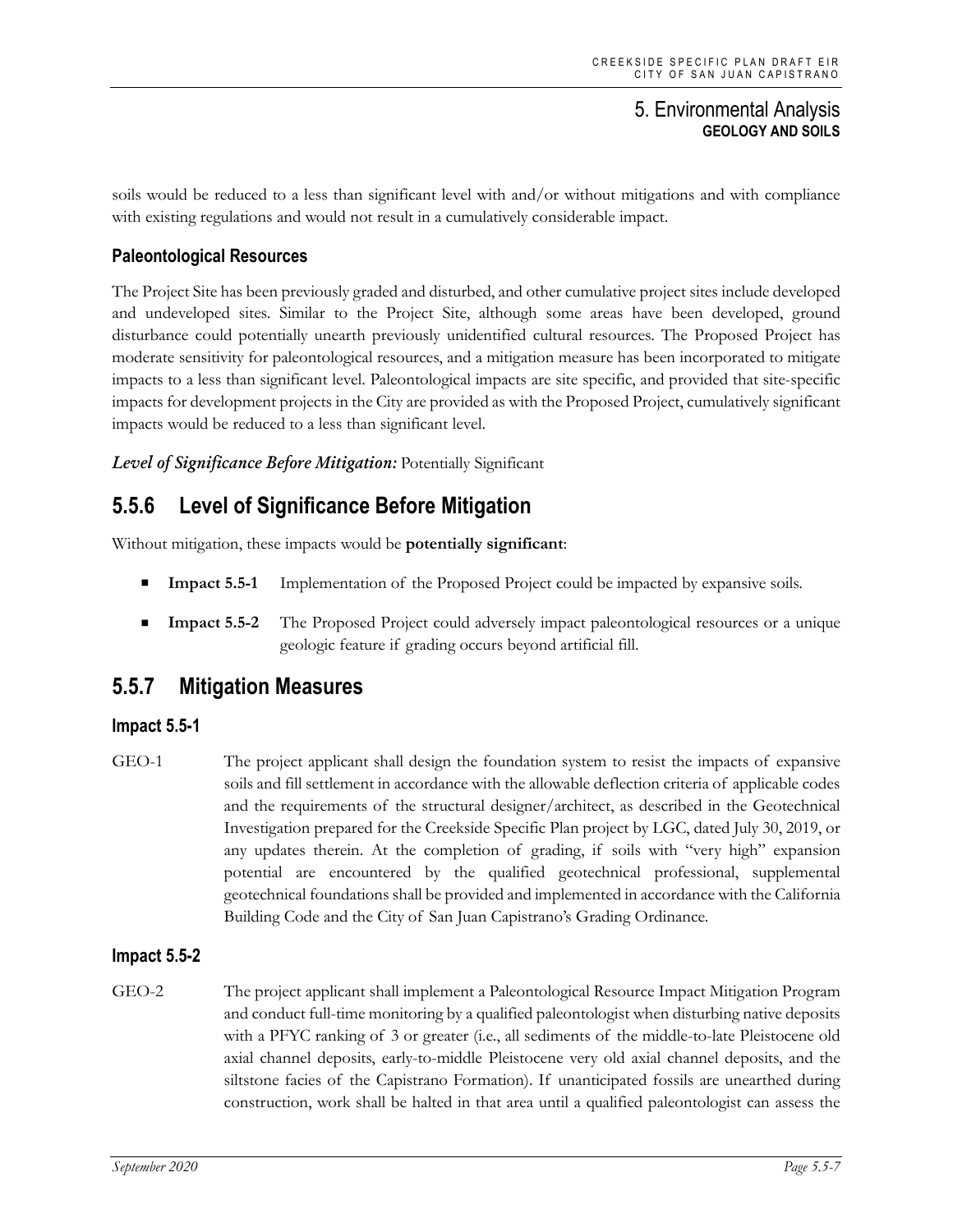soils would be reduced to a less than significant level with and/or without mitigations and with compliance with existing regulations and would not result in a cumulatively considerable impact.

### Paleontological Resources

The Project Site has been previously graded and disturbed, and other cumulative project sites include developed and undeveloped sites. Similar to the Project Site, although some areas have been developed, ground disturbance could potentially unearth previously unidentified cultural resources. The Proposed Project has moderate sensitivity for paleontological resources, and a mitigation measure has been incorporated to mitigate impacts to a less than significant level. Paleontological impacts are site specific, and provided that site-specific impacts for development projects in the City are provided as with the Proposed Project, cumulatively significant impacts would be reduced to a less than significant level.

***Level of Significance Before Mitigation:*** Potentially Significant

## 5.5.6 Level of Significance Before Mitigation

Without mitigation, these impacts would be **potentially significant**:

- **Impact 5.5-1** Implementation of the Proposed Project could be impacted by expansive soils.
- **Impact 5.5-2** The Proposed Project could adversely impact paleontological resources or a unique geologic feature if grading occurs beyond artificial fill.

## 5.5.7 Mitigation Measures

### Impact 5.5-1

GEO-1 The project applicant shall design the foundation system to resist the impacts of expansive soils and fill settlement in accordance with the allowable deflection criteria of applicable codes and the requirements of the structural designer/architect, as described in the Geotechnical Investigation prepared for the Creekside Specific Plan project by LGC, dated July 30, 2019, or any updates therein. At the completion of grading, if soils with "very high" expansion potential are encountered by the qualified geotechnical professional, supplemental geotechnical foundations shall be provided and implemented in accordance with the California Building Code and the City of San Juan Capistrano's Grading Ordinance.

### Impact 5.5-2

GEO-2 The project applicant shall implement a Paleontological Resource Impact Mitigation Program and conduct full-time monitoring by a qualified paleontologist when disturbing native deposits with a PFYC ranking of 3 or greater (i.e., all sediments of the middle-to-late Pleistocene old axial channel deposits, early-to-middle Pleistocene very old axial channel deposits, and the siltstone facies of the Capistrano Formation). If unanticipated fossils are unearthed during construction, work shall be halted in that area until a qualified paleontologist can assess the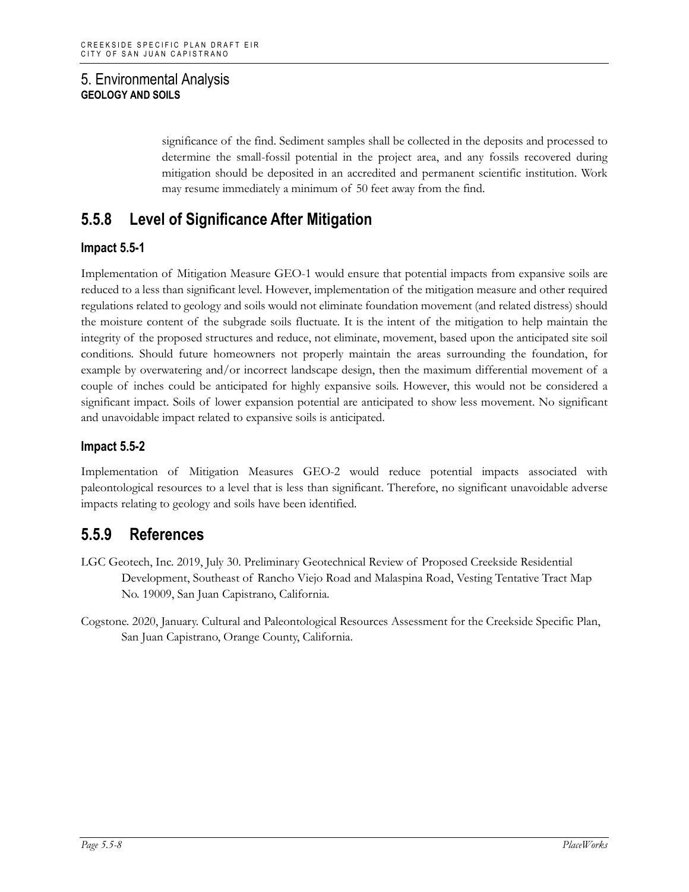significance of the find. Sediment samples shall be collected in the deposits and processed to determine the small-fossil potential in the project area, and any fossils recovered during mitigation should be deposited in an accredited and permanent scientific institution. Work may resume immediately a minimum of 50 feet away from the find.

## 5.5.8 Level of Significance After Mitigation

### Impact 5.5-1

Implementation of Mitigation Measure GEO-1 would ensure that potential impacts from expansive soils are reduced to a less than significant level. However, implementation of the mitigation measure and other required regulations related to geology and soils would not eliminate foundation movement (and related distress) should the moisture content of the subgrade soils fluctuate. It is the intent of the mitigation to help maintain the integrity of the proposed structures and reduce, not eliminate, movement, based upon the anticipated site soil conditions. Should future homeowners not properly maintain the areas surrounding the foundation, for example by overwatering and/or incorrect landscape design, then the maximum differential movement of a couple of inches could be anticipated for highly expansive soils. However, this would not be considered a significant impact. Soils of lower expansion potential are anticipated to show less movement. No significant and unavoidable impact related to expansive soils is anticipated.

### Impact 5.5-2

Implementation of Mitigation Measures GEO-2 would reduce potential impacts associated with paleontological resources to a level that is less than significant. Therefore, no significant unavoidable adverse impacts relating to geology and soils have been identified.

## 5.5.9 References

LGC Geotech, Inc. 2019, July 30. Preliminary Geotechnical Review of Proposed Creekside Residential Development, Southeast of Rancho Viejo Road and Malaspina Road, Vesting Tentative Tract Map No. 19009, San Juan Capistrano, California.

Cogstone. 2020, January. Cultural and Paleontological Resources Assessment for the Creekside Specific Plan, San Juan Capistrano, Orange County, California.